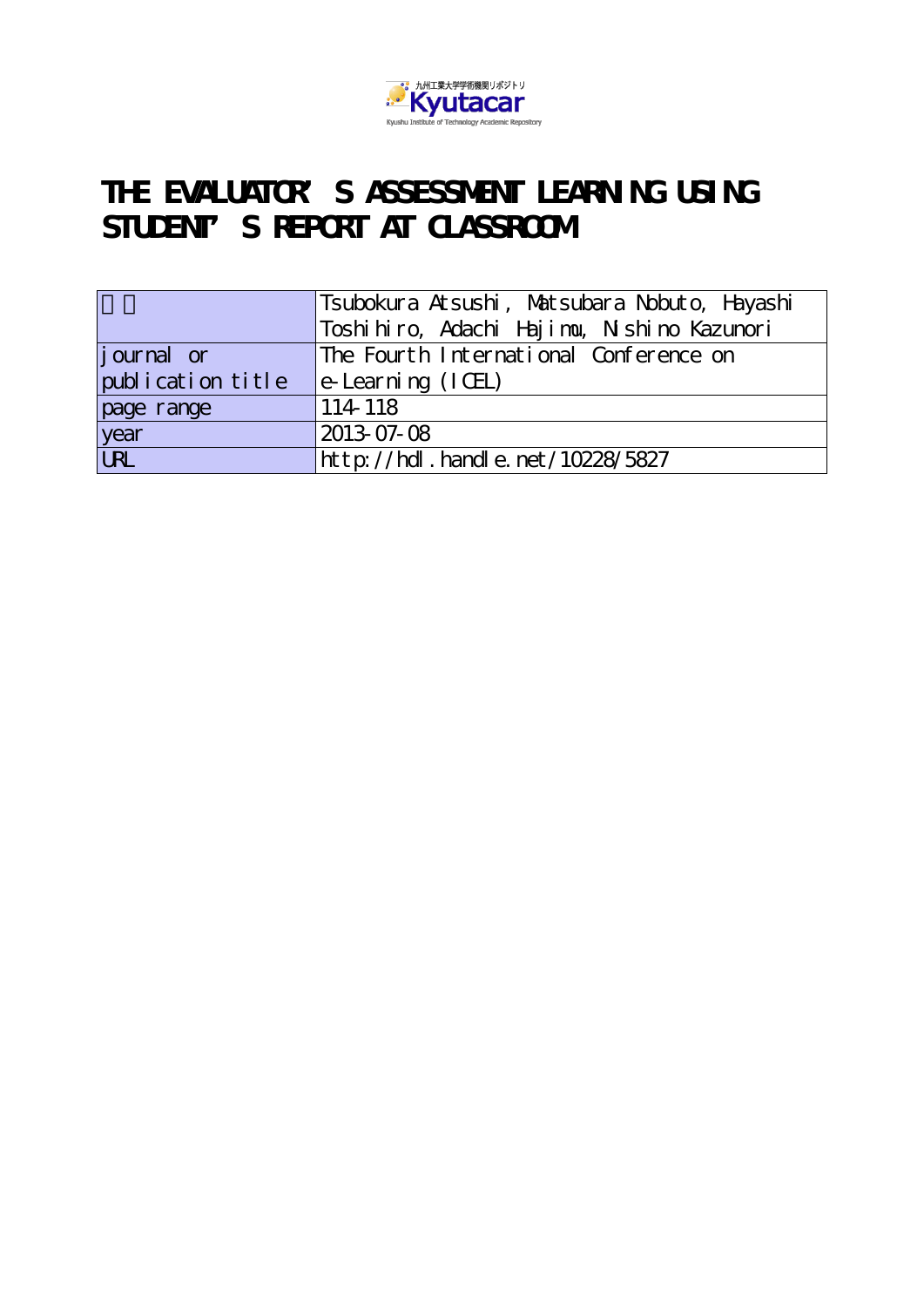九州工業大学学術機関リポジトリ
Kyutacar
Kyushu Institute of Technology Academic Repository

# THE EVALUATOR'S ASSESSMENT LEARNING USING STUDENT'S REPORT AT CLASSROOM

| 著者 | Tsubokura Atsushi, Matsubara Nobuto, Hayashi Toshihiro, Adachi Hajimu, Nishino Kazunori |
|---|---|
| journal or publication title | The Fourth International Conference on e-Learning (ICEL) |
| page range | 114-118 |
| year | 2013-07-08 |
| URL | http://hdl.handle.net/10228/5827 |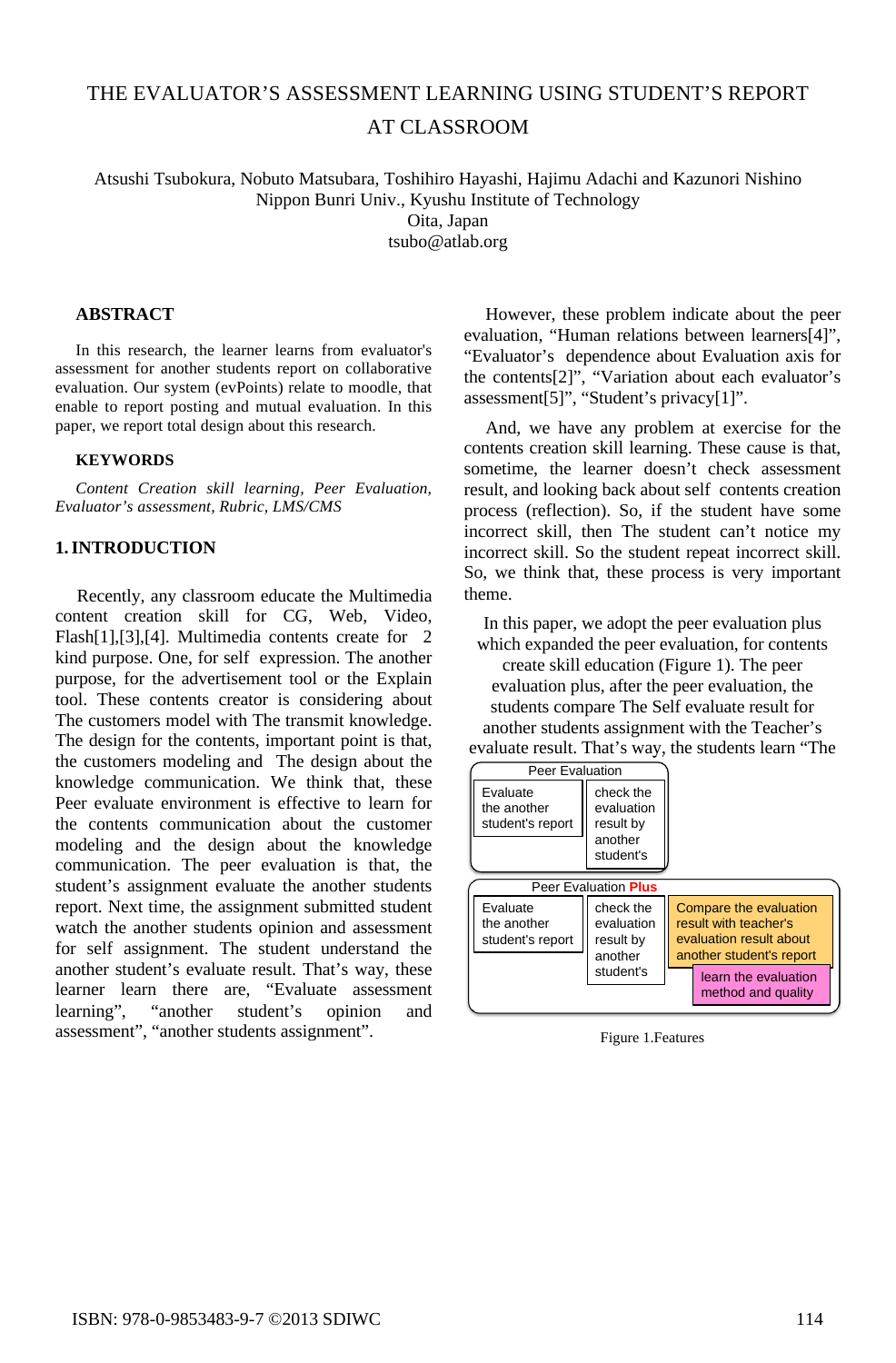# THE EVALUATOR'S ASSESSMENT LEARNING USING STUDENT'S REPORT AT CLASSROOM

Atsushi Tsubokura, Nobuto Matsubara, Toshihiro Hayashi, Hajimu Adachi and Kazunori Nishino
Nippon Bunri Univ., Kyushu Institute of Technology
Oita, Japan
tsubo@atlab.org

## ABSTRACT

In this research, the learner learns from evaluator's assessment for another students report on collaborative evaluation. Our system (evPoints) relate to moodle, that enable to report posting and mutual evaluation. In this paper, we report total design about this research.

## KEYWORDS

*Content Creation skill learning, Peer Evaluation, Evaluator's assessment, Rubric, LMS/CMS*

## 1. INTRODUCTION

Recently, any classroom educate the Multimedia content creation skill for CG, Web, Video, Flash[1],[3],[4]. Multimedia contents create for 2 kind purpose. One, for self expression. The another purpose, for the advertisement tool or the Explain tool. These contents creator is considering about The customers model with The transmit knowledge. The design for the contents, important point is that, the customers modeling and The design about the knowledge communication. We think that, these Peer evaluate environment is effective to learn for the contents communication about the customer modeling and the design about the knowledge communication. The peer evaluation is that, the student's assignment evaluate the another students report. Next time, the assignment submitted student watch the another students opinion and assessment for self assignment. The student understand the another student's evaluate result. That's way, these learner learn there are, "Evaluate assessment learning", "another student's opinion and assessment", "another students assignment".

However, these problem indicate about the peer evaluation, "Human relations between learners[4]", "Evaluator's dependence about Evaluation axis for the contents[2]", "Variation about each evaluator's assessment[5]", "Student's privacy[1]".

And, we have any problem at exercise for the contents creation skill learning. These cause is that, sometime, the learner doesn't check assessment result, and looking back about self contents creation process (reflection). So, if the student have some incorrect skill, then The student can't notice my incorrect skill. So the student repeat incorrect skill. So, we think that, these process is very important theme.

In this paper, we adopt the peer evaluation plus which expanded the peer evaluation, for contents create skill education (Figure 1). The peer evaluation plus, after the peer evaluation, the students compare The Self evaluate result for another students assignment with the Teacher's evaluate result. That's way, the students learn "The

Peer Evaluation: Evaluate the another student's report → check the evaluation result by another student's

Peer Evaluation Plus: Evaluate the another student's report → check the evaluation result by another student's → Compare the evaluation result with teacher's evaluation result about another student's report → learn the evaluation method and quality

Figure 1.Features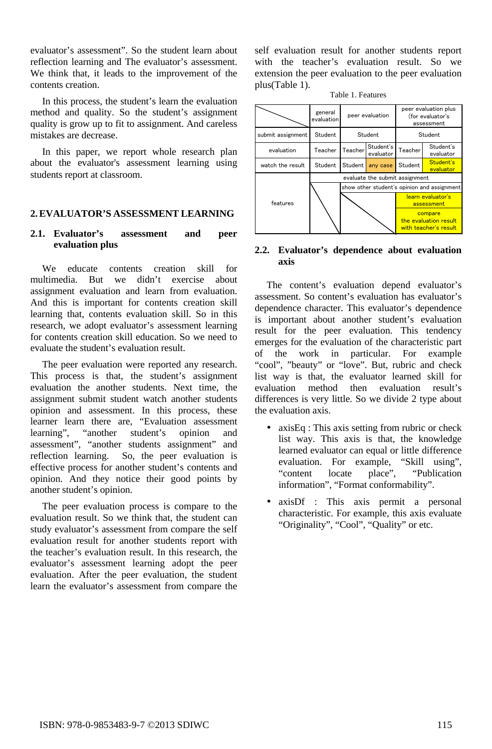evaluator's assessment". So the student learn about reflection learning and The evaluator's assessment. We think that, it leads to the improvement of the contents creation.

In this process, the student's learn the evaluation method and quality. So the student's assignment quality is grow up to fit to assignment. And careless mistakes are decrease.

In this paper, we report whole research plan about the evaluator's assessment learning using students report at classroom.

## 2. EVALUATOR'S ASSESSMENT LEARNING

### 2.1. Evaluator's assessment and peer evaluation plus

We educate contents creation skill for multimedia. But we didn't exercise about assignment evaluation and learn from evaluation. And this is important for contents creation skill learning that, contents evaluation skill. So in this research, we adopt evaluator's assessment learning for contents creation skill education. So we need to evaluate the student's evaluation result.

The peer evaluation were reported any research. This process is that, the student's assignment evaluation the another students. Next time, the assignment submit student watch another students opinion and assessment. In this process, these learner learn there are, "Evaluation assessment learning", "another student's opinion and assessment", "another students assignment" and reflection learning. So, the peer evaluation is effective process for another student's contents and opinion. And they notice their good points by another student's opinion.

The peer evaluation process is compare to the evaluation result. So we think that, the student can study evaluator's assessment from compare the self evaluation result for another students report with the teacher's evaluation result. In this research, the evaluator's assessment learning adopt the peer evaluation. After the peer evaluation, the student learn the evaluator's assessment from compare the self evaluation result for another students report with the teacher's evaluation result. So we extension the peer evaluation to the peer evaluation plus(Table 1).

Table 1. Features

| | general evaluation | peer evaluation | | peer evaluation plus (for evaluator's assessment | |
|---|---|---|---|---|---|
| submit assignment | Student | Student | | Student | |
| evaluation | Teacher | Teacher | Student's evaluator | Teacher | Student's evaluator |
| watch the result | Student | Student | any case | Student | Student's evaluator |
| features | | evaluate the submit assignment | | | |
| | | show other student's opinion and assignment | | | |
| | | | | learn evaluator's assessment | |
| | | | | compare the evaluation result with teacher's result | |

### 2.2. Evaluator's dependence about evaluation axis

The content's evaluation depend evaluator's assessment. So content's evaluation has evaluator's dependence character. This evaluator's dependence is important about another student's evaluation result for the peer evaluation. This tendency emerges for the evaluation of the characteristic part of the work in particular. For example "cool", "beauty" or "love". But, rubric and check list way is that, the evaluator learned skill for evaluation method then evaluation result's differences is very little. So we divide 2 type about the evaluation axis.

- axisEq : This axis setting from rubric or check list way. This axis is that, the knowledge learned evaluator can equal or little difference evaluation. For example, "Skill using", "content locate place", "Publication information", "Format conformability".
- axisDf : This axis permit a personal characteristic. For example, this axis evaluate "Originality", "Cool", "Quality" or etc.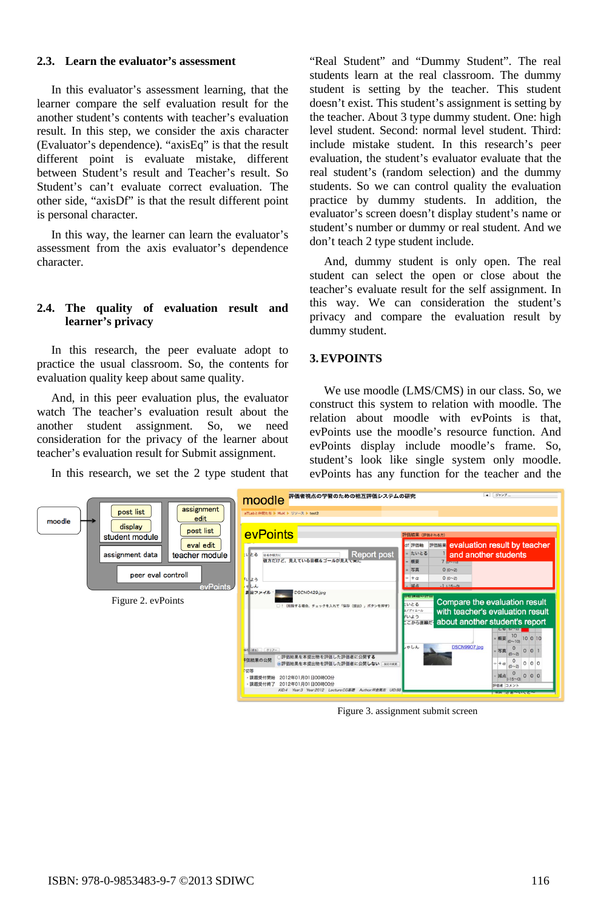### 2.3. Learn the evaluator's assessment

In this evaluator's assessment learning, that the learner compare the self evaluation result for the another student's contents with teacher's evaluation result. In this step, we consider the axis character (Evaluator's dependence). "axisEq" is that the result different point is evaluate mistake, different between Student's result and Teacher's result. So Student's can't evaluate correct evaluation. The other side, "axisDf" is that the result different point is personal character.

In this way, the learner can learn the evaluator's assessment from the axis evaluator's dependence character.

### 2.4. The quality of evaluation result and learner's privacy

In this research, the peer evaluate adopt to practice the usual classroom. So, the contents for evaluation quality keep about same quality.

And, in this peer evaluation plus, the evaluator watch The teacher's evaluation result about the another student assignment. So, we need consideration for the privacy of the learner about teacher's evaluation result for Submit assignment.

In this research, we set the 2 type student that "Real Student" and "Dummy Student". The real students learn at the real classroom. The dummy student is setting by the teacher. This student doesn't exist. This student's assignment is setting by the teacher. About 3 type dummy student. One: high level student. Second: normal level student. Third: include mistake student. In this research's peer evaluation, the student's evaluator evaluate that the real student's (random selection) and the dummy students. So we can control quality the evaluation practice by dummy students. In addition, the evaluator's screen doesn't display student's name or student's number or dummy or real student. And we don't teach 2 type student include.

And, dummy student is only open. The real student can select the open or close about the teacher's evaluate result for the self assignment. In this way. We can consideration the student's privacy and compare the evaluation result by dummy student.

## 3. EVPOINTS

We use moodle (LMS/CMS) in our class. So, we construct this system to relation with moodle. The relation about moodle with evPoints is that, evPoints use the moodle's resource function. And evPoints include moodle's frame. So, student's look like single system only moodle. evPoints has any function for the teacher and the

Figure 2. evPoints

Figure 3. assignment submit screen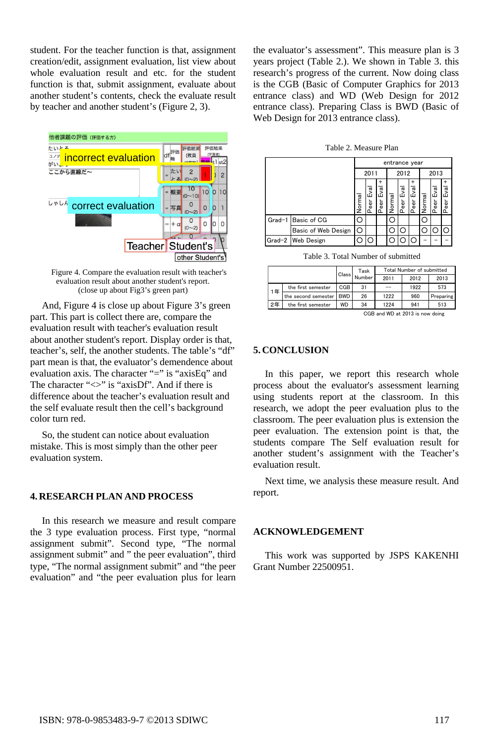student. For the teacher function is that, assignment creation/edit, assignment evaluation, list view about whole evaluation result and etc. for the student function is that, submit assignment, evaluate about another student's contents, check the evaluate result by teacher and another student's (Figure 2, 3).

Figure 4. Compare the evaluation result with teacher's evaluation result about another student's report. (close up about Fig3's green part)

And, Figure 4 is close up about Figure 3's green part. This part is collect there are, compare the evaluation result with teacher's evaluation result about another student's report. Display order is that, teacher's, self, the another students. The table's "df" part mean is that, the evaluator's demendence about evaluation axis. The character "=" is "axisEq" and The character "<>" is "axisDf". And if there is difference about the teacher's evaluation result and the self evaluate result then the cell's background color turn red.

So, the student can notice about evaluation mistake. This is most simply than the other peer evaluation system.

## 4. RESEARCH PLAN AND PROCESS

In this research we measure and result compare the 3 type evaluation process. First type, "normal assignment submit". Second type, "The normal assignment submit" and " the peer evaluation", third type, "The normal assignment submit" and "the peer evaluation" and "the peer evaluation plus for learn the evaluator's assessment". This measure plan is 3 years project (Table 2.). We shown in Table 3. this research's progress of the current. Now doing class is the CGB (Basic of Computer Graphics for 2013 entrance class) and WD (Web Design for 2012 entrance class). Preparing Class is BWD (Basic of Web Design for 2013 entrance class).

Table 2. Measure Plan

| | | entrance year | | | | | | | | |
|---|---|---|---|---|---|---|---|---|---|---|
| | | 2011 | | | 2012 | | | 2013 | | |
| | | Normal | Peer Eval | Peer Eval + | Normal | Peer Eval | Peer Eval + | Normal | Peer Eval | Peer Eval + |
| Grad-1 | Basic of CG | ○ | | | ○ | | | ○ | | |
| | Basic of Web Design | ○ | | | ○ | ○ | | ○ | ○ | ○ |
| Grad-2 | Web Design | ○ | ○ | | ○ | ○ | ○ | - | - | - |

Table 3. Total Number of submitted

| | | Class | Task Number | Total Number of submitted | | |
|---|---|---|---|---|---|---|
| | | | | 2011 | 2012 | 2013 |
| 1年 | the first semester | CGB | 31 | -- | 1922 | 573 |
| | the second semester | BWD | 26 | 1222 | 960 | Preparing |
| 2年 | the first semester | WD | 34 | 1224 | 941 | 513 |

CGB and WD at 2013 is now doing

## 5. CONCLUSION

In this paper, we report this research whole process about the evaluator's assessment learning using students report at the classroom. In this research, we adopt the peer evaluation plus to the classroom. The peer evaluation plus is extension the peer evaluation. The extension point is that, the students compare The Self evaluation result for another student's assignment with the Teacher's evaluation result.

Next time, we analysis these measure result. And report.

## ACKNOWLEDGEMENT

This work was supported by JSPS KAKENHI Grant Number 22500951.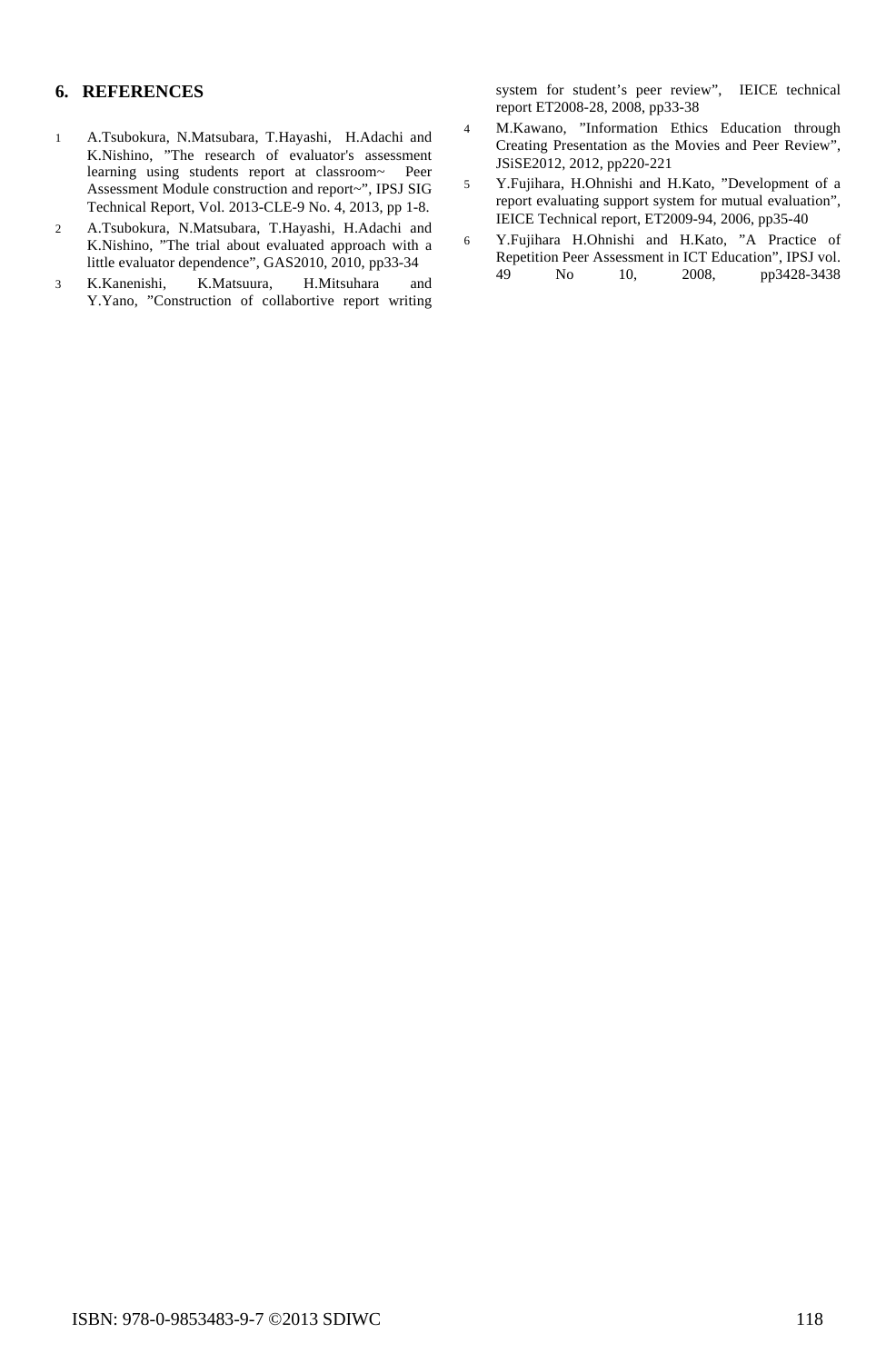## 6. REFERENCES

1. A.Tsubokura, N.Matsubara, T.Hayashi, H.Adachi and K.Nishino, "The research of evaluator's assessment learning using students report at classroom~ Peer Assessment Module construction and report~", IPSJ SIG Technical Report, Vol. 2013-CLE-9 No. 4, 2013, pp 1-8.
2. A.Tsubokura, N.Matsubara, T.Hayashi, H.Adachi and K.Nishino, "The trial about evaluated approach with a little evaluator dependence", GAS2010, 2010, pp33-34
3. K.Kanenishi, K.Matsuura, H.Mitsuhara and Y.Yano, "Construction of collabortive report writing system for student's peer review", IEICE technical report ET2008-28, 2008, pp33-38
4. M.Kawano, "Information Ethics Education through Creating Presentation as the Movies and Peer Review", JSiSE2012, 2012, pp220-221
5. Y.Fujihara, H.Ohnishi and H.Kato, "Development of a report evaluating support system for mutual evaluation", IEICE Technical report, ET2009-94, 2006, pp35-40
6. Y.Fujihara H.Ohnishi and H.Kato, "A Practice of Repetition Peer Assessment in ICT Education", IPSJ vol. 49 No 10, 2008, pp3428-3438